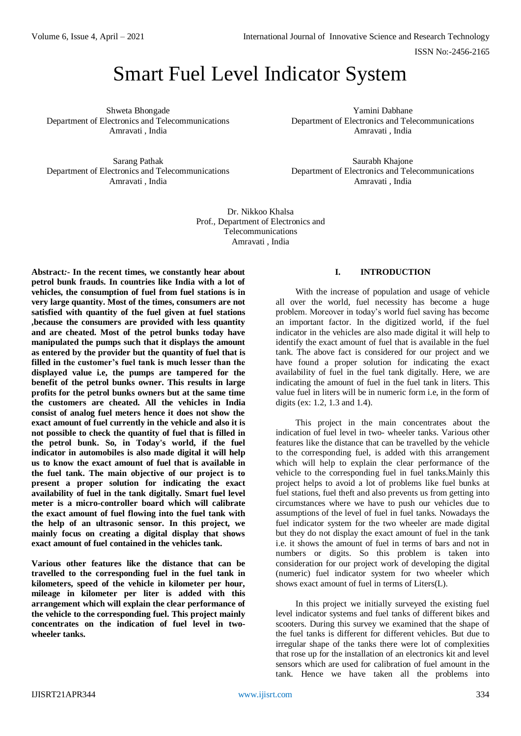# Smart Fuel Level Indicator System

Shweta Bhongade
Department of Electronics and Telecommunications
Amravati , India

Yamini Dabhane
Department of Electronics and Telecommunications
Amravati , India

Sarang Pathak
Department of Electronics and Telecommunications
Amravati , India

Saurabh Khajone
Department of Electronics and Telecommunications
Amravati , India

Dr. Nikkoo Khalsa
Prof., Department of Electronics and Telecommunications
Amravati , India

**Abstract:- In the recent times, we constantly hear about petrol bunk frauds. In countries like India with a lot of vehicles, the consumption of fuel from fuel stations is in very large quantity. Most of the times, consumers are not satisfied with quantity of the fuel given at fuel stations ,because the consumers are provided with less quantity and are cheated. Most of the petrol bunks today have manipulated the pumps such that it displays the amount as entered by the provider but the quantity of fuel that is filled in the customer's fuel tank is much lesser than the displayed value i.e, the pumps are tampered for the benefit of the petrol bunks owner. This results in large profits for the petrol bunks owners but at the same time the customers are cheated. All the vehicles in India consist of analog fuel meters hence it does not show the exact amount of fuel currently in the vehicle and also it is not possible to check the quantity of fuel that is filled in the petrol bunk. So, in Today's world, if the fuel indicator in automobiles is also made digital it will help us to know the exact amount of fuel that is available in the fuel tank. The main objective of our project is to present a proper solution for indicating the exact availability of fuel in the tank digitally. Smart fuel level meter is a micro-controller board which will calibrate the exact amount of fuel flowing into the fuel tank with the help of an ultrasonic sensor. In this project, we mainly focus on creating a digital display that shows exact amount of fuel contained in the vehicles tank.**

**Various other features like the distance that can be travelled to the corresponding fuel in the fuel tank in kilometers, speed of the vehicle in kilometer per hour, mileage in kilometer per liter is added with this arrangement which will explain the clear performance of the vehicle to the corresponding fuel. This project mainly concentrates on the indication of fuel level in two-wheeler tanks.**

## I. INTRODUCTION

With the increase of population and usage of vehicle all over the world, fuel necessity has become a huge problem. Moreover in today's world fuel saving has become an important factor. In the digitized world, if the fuel indicator in the vehicles are also made digital it will help to identify the exact amount of fuel that is available in the fuel tank. The above fact is considered for our project and we have found a proper solution for indicating the exact availability of fuel in the fuel tank digitally. Here, we are indicating the amount of fuel in the fuel tank in liters. This value fuel in liters will be in numeric form i.e, in the form of digits (ex: 1.2, 1.3 and 1.4).

This project in the main concentrates about the indication of fuel level in two- wheeler tanks. Various other features like the distance that can be travelled by the vehicle to the corresponding fuel, is added with this arrangement which will help to explain the clear performance of the vehicle to the corresponding fuel in fuel tanks.Mainly this project helps to avoid a lot of problems like fuel bunks at fuel stations, fuel theft and also prevents us from getting into circumstances where we have to push our vehicles due to assumptions of the level of fuel in fuel tanks. Nowadays the fuel indicator system for the two wheeler are made digital but they do not display the exact amount of fuel in the tank i.e. it shows the amount of fuel in terms of bars and not in numbers or digits. So this problem is taken into consideration for our project work of developing the digital (numeric) fuel indicator system for two wheeler which shows exact amount of fuel in terms of Liters(L).

In this project we initially surveyed the existing fuel level indicator systems and fuel tanks of different bikes and scooters. During this survey we examined that the shape of the fuel tanks is different for different vehicles. But due to irregular shape of the tanks there were lot of complexities that rose up for the installation of an electronics kit and level sensors which are used for calibration of fuel amount in the tank. Hence we have taken all the problems into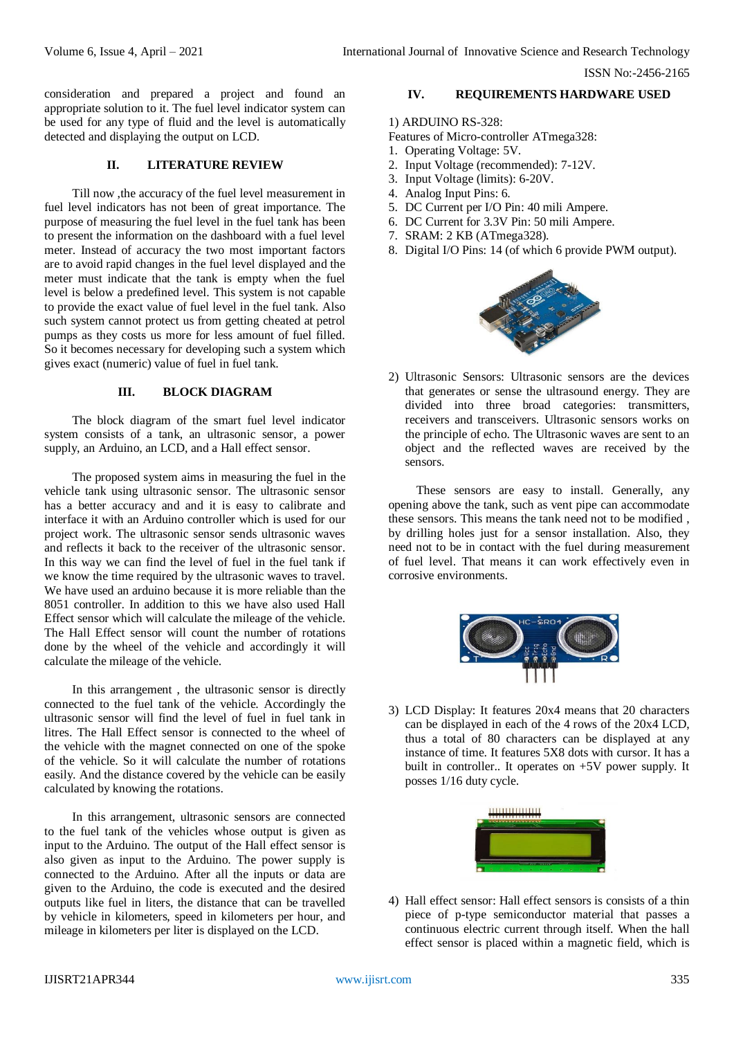consideration and prepared a project and found an appropriate solution to it. The fuel level indicator system can be used for any type of fluid and the level is automatically detected and displaying the output on LCD.

## II. LITERATURE REVIEW

Till now ,the accuracy of the fuel level measurement in fuel level indicators has not been of great importance. The purpose of measuring the fuel level in the fuel tank has been to present the information on the dashboard with a fuel level meter. Instead of accuracy the two most important factors are to avoid rapid changes in the fuel level displayed and the meter must indicate that the tank is empty when the fuel level is below a predefined level. This system is not capable to provide the exact value of fuel level in the fuel tank. Also such system cannot protect us from getting cheated at petrol pumps as they costs us more for less amount of fuel filled. So it becomes necessary for developing such a system which gives exact (numeric) value of fuel in fuel tank.

## III. BLOCK DIAGRAM

The block diagram of the smart fuel level indicator system consists of a tank, an ultrasonic sensor, a power supply, an Arduino, an LCD, and a Hall effect sensor.

The proposed system aims in measuring the fuel in the vehicle tank using ultrasonic sensor. The ultrasonic sensor has a better accuracy and and it is easy to calibrate and interface it with an Arduino controller which is used for our project work. The ultrasonic sensor sends ultrasonic waves and reflects it back to the receiver of the ultrasonic sensor. In this way we can find the level of fuel in the fuel tank if we know the time required by the ultrasonic waves to travel. We have used an arduino because it is more reliable than the 8051 controller. In addition to this we have also used Hall Effect sensor which will calculate the mileage of the vehicle. The Hall Effect sensor will count the number of rotations done by the wheel of the vehicle and accordingly it will calculate the mileage of the vehicle.

In this arrangement , the ultrasonic sensor is directly connected to the fuel tank of the vehicle. Accordingly the ultrasonic sensor will find the level of fuel in fuel tank in litres. The Hall Effect sensor is connected to the wheel of the vehicle with the magnet connected on one of the spoke of the vehicle. So it will calculate the number of rotations easily. And the distance covered by the vehicle can be easily calculated by knowing the rotations.

In this arrangement, ultrasonic sensors are connected to the fuel tank of the vehicles whose output is given as input to the Arduino. The output of the Hall effect sensor is also given as input to the Arduino. The power supply is connected to the Arduino. After all the inputs or data are given to the Arduino, the code is executed and the desired outputs like fuel in liters, the distance that can be travelled by vehicle in kilometers, speed in kilometers per hour, and mileage in kilometers per liter is displayed on the LCD.

## IV. REQUIREMENTS HARDWARE USED

1) ARDUINO RS-328:

Features of Micro-controller ATmega328:

1. Operating Voltage: 5V.
2. Input Voltage (recommended): 7-12V.
3. Input Voltage (limits): 6-20V.
4. Analog Input Pins: 6.
5. DC Current per I/O Pin: 40 mili Ampere.
6. DC Current for 3.3V Pin: 50 mili Ampere.
7. SRAM: 2 KB (ATmega328).
8. Digital I/O Pins: 14 (of which 6 provide PWM output).

2) Ultrasonic Sensors: Ultrasonic sensors are the devices that generates or sense the ultrasound energy. They are divided into three broad categories: transmitters, receivers and transceivers. Ultrasonic sensors works on the principle of echo. The Ultrasonic waves are sent to an object and the reflected waves are received by the sensors.

These sensors are easy to install. Generally, any opening above the tank, such as vent pipe can accommodate these sensors. This means the tank need not to be modified , by drilling holes just for a sensor installation. Also, they need not to be in contact with the fuel during measurement of fuel level. That means it can work effectively even in corrosive environments.

3) LCD Display: It features 20x4 means that 20 characters can be displayed in each of the 4 rows of the 20x4 LCD, thus a total of 80 characters can be displayed at any instance of time. It features 5X8 dots with cursor. It has a built in controller.. It operates on +5V power supply. It posses 1/16 duty cycle.

4) Hall effect sensor: Hall effect sensors is consists of a thin piece of p-type semiconductor material that passes a continuous electric current through itself. When the hall effect sensor is placed within a magnetic field, which is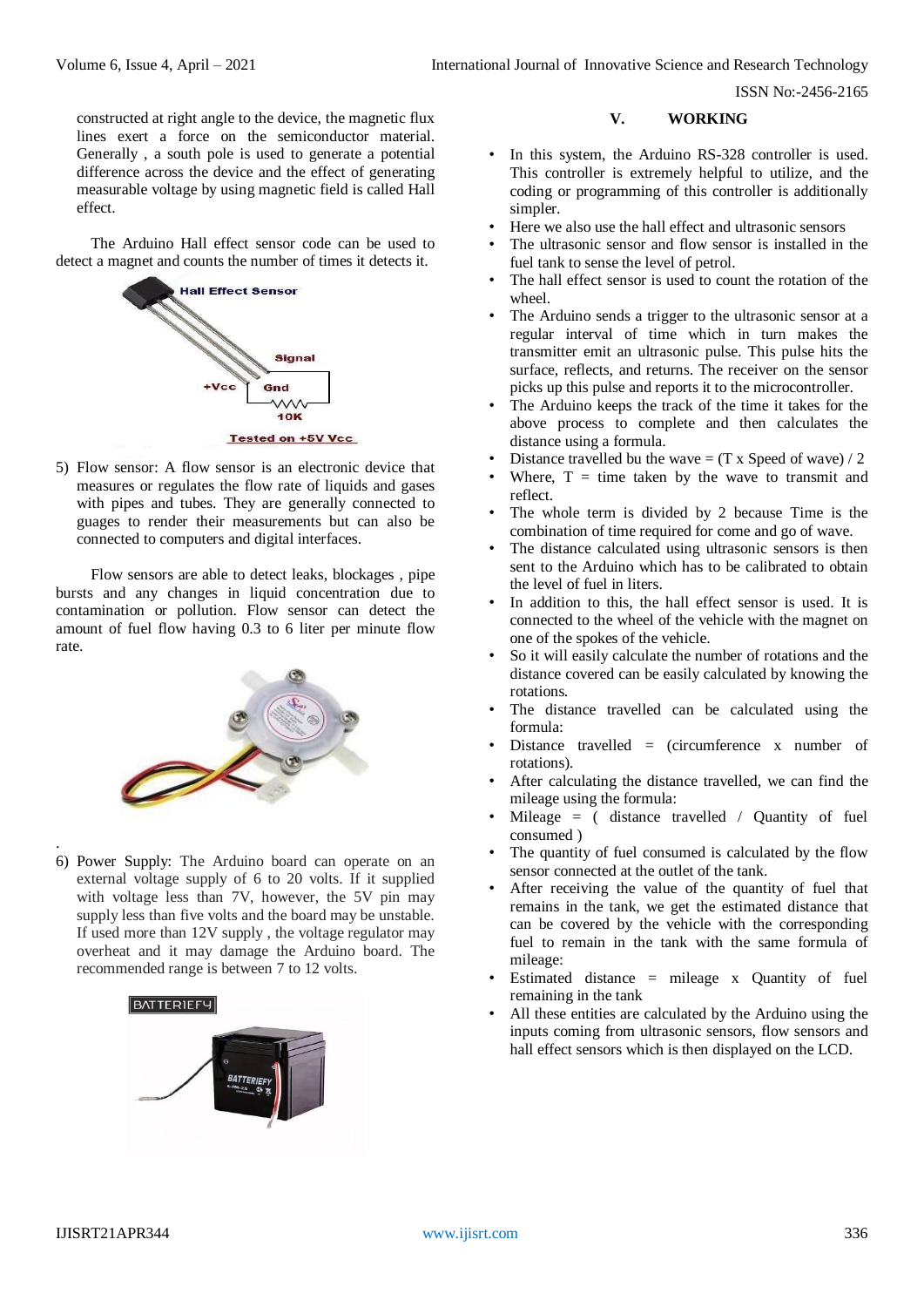constructed at right angle to the device, the magnetic flux lines exert a force on the semiconductor material. Generally , a south pole is used to generate a potential difference across the device and the effect of generating measurable voltage by using magnetic field is called Hall effect.

The Arduino Hall effect sensor code can be used to detect a magnet and counts the number of times it detects it.

5) Flow sensor: A flow sensor is an electronic device that measures or regulates the flow rate of liquids and gases with pipes and tubes. They are generally connected to guages to render their measurements but can also be connected to computers and digital interfaces.

Flow sensors are able to detect leaks, blockages , pipe bursts and any changes in liquid concentration due to contamination or pollution. Flow sensor can detect the amount of fuel flow having 0.3 to 6 liter per minute flow rate.

6) Power Supply: The Arduino board can operate on an external voltage supply of 6 to 20 volts. If it supplied with voltage less than 7V, however, the 5V pin may supply less than five volts and the board may be unstable. If used more than 12V supply , the voltage regulator may overheat and it may damage the Arduino board. The recommended range is between 7 to 12 volts.

## V. WORKING

- In this system, the Arduino RS-328 controller is used. This controller is extremely helpful to utilize, and the coding or programming of this controller is additionally simpler.
- Here we also use the hall effect and ultrasonic sensors
- The ultrasonic sensor and flow sensor is installed in the fuel tank to sense the level of petrol.
- The hall effect sensor is used to count the rotation of the wheel.
- The Arduino sends a trigger to the ultrasonic sensor at a regular interval of time which in turn makes the transmitter emit an ultrasonic pulse. This pulse hits the surface, reflects, and returns. The receiver on the sensor picks up this pulse and reports it to the microcontroller.
- The Arduino keeps the track of the time it takes for the above process to complete and then calculates the distance using a formula.
- Distance travelled bu the wave = (T x Speed of wave) / 2
- Where, T = time taken by the wave to transmit and reflect.
- The whole term is divided by 2 because Time is the combination of time required for come and go of wave.
- The distance calculated using ultrasonic sensors is then sent to the Arduino which has to be calibrated to obtain the level of fuel in liters.
- In addition to this, the hall effect sensor is used. It is connected to the wheel of the vehicle with the magnet on one of the spokes of the vehicle.
- So it will easily calculate the number of rotations and the distance covered can be easily calculated by knowing the rotations.
- The distance travelled can be calculated using the formula:
- Distance travelled = (circumference x number of rotations).
- After calculating the distance travelled, we can find the mileage using the formula:
- Mileage = ( distance travelled / Quantity of fuel consumed )
- The quantity of fuel consumed is calculated by the flow sensor connected at the outlet of the tank.
- After receiving the value of the quantity of fuel that remains in the tank, we get the estimated distance that can be covered by the vehicle with the corresponding fuel to remain in the tank with the same formula of mileage:
- Estimated distance = mileage x Quantity of fuel remaining in the tank
- All these entities are calculated by the Arduino using the inputs coming from ultrasonic sensors, flow sensors and hall effect sensors which is then displayed on the LCD.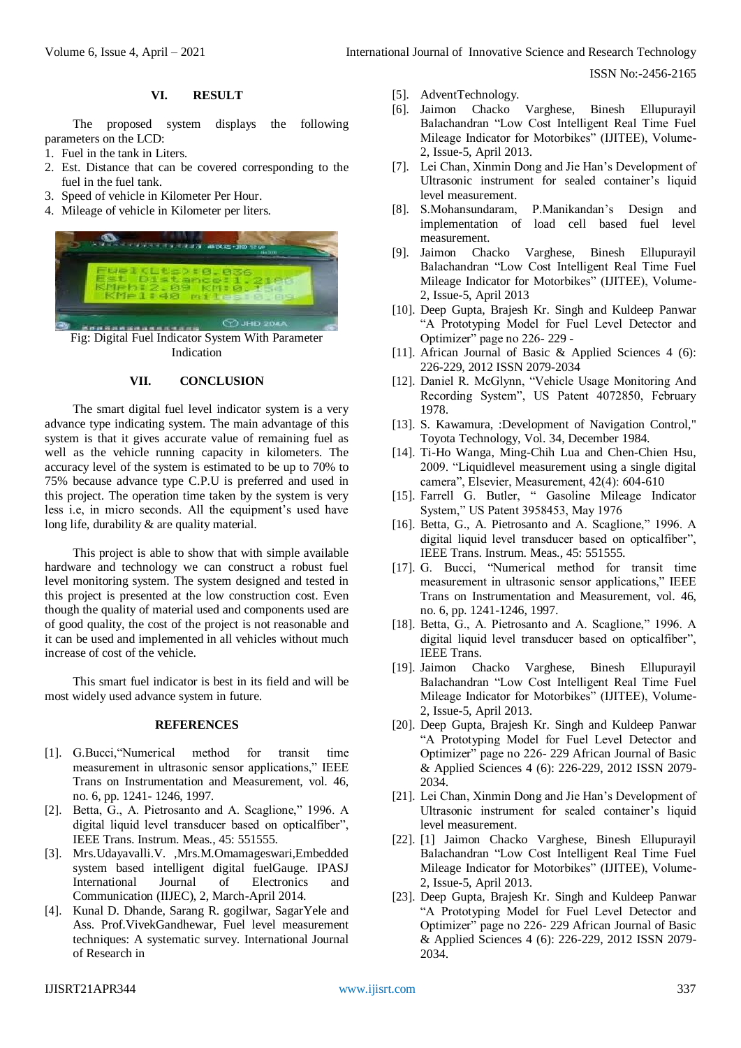## VI. RESULT

The proposed system displays the following parameters on the LCD:

1. Fuel in the tank in Liters.
2. Est. Distance that can be covered corresponding to the fuel in the fuel tank.
3. Speed of vehicle in Kilometer Per Hour.
4. Mileage of vehicle in Kilometer per liters.

Fig: Digital Fuel Indicator System With Parameter Indication

## VII. CONCLUSION

The smart digital fuel level indicator system is a very advance type indicating system. The main advantage of this system is that it gives accurate value of remaining fuel as well as the vehicle running capacity in kilometers. The accuracy level of the system is estimated to be up to 70% to 75% because advance type C.P.U is preferred and used in this project. The operation time taken by the system is very less i.e, in micro seconds. All the equipment's used have long life, durability & are quality material.

This project is able to show that with simple available hardware and technology we can construct a robust fuel level monitoring system. The system designed and tested in this project is presented at the low construction cost. Even though the quality of material used and components used are of good quality, the cost of the project is not reasonable and it can be used and implemented in all vehicles without much increase of cost of the vehicle.

This smart fuel indicator is best in its field and will be most widely used advance system in future.

## REFERENCES

[1]. G.Bucci,"Numerical method for transit time measurement in ultrasonic sensor applications," IEEE Trans on Instrumentation and Measurement, vol. 46, no. 6, pp. 1241- 1246, 1997.

[2]. Betta, G., A. Pietrosanto and A. Scaglione," 1996. A digital liquid level transducer based on opticalfiber", IEEE Trans. Instrum. Meas., 45: 551555.

[3]. Mrs.Udayavalli.V. ,Mrs.M.Omamageswari,Embedded system based intelligent digital fuelGauge. IPASJ International Journal of Electronics and Communication (IIJEC), 2, March-April 2014.

[4]. Kunal D. Dhande, Sarang R. gogilwar, SagarYele and Ass. Prof.VivekGandhewar, Fuel level measurement techniques: A systematic survey. International Journal of Research in

[5]. AdventTechnology.

[6]. Jaimon Chacko Varghese, Binesh Ellupurayil Balachandran "Low Cost Intelligent Real Time Fuel Mileage Indicator for Motorbikes" (IJITEE), Volume-2, Issue-5, April 2013.

[7]. Lei Chan, Xinmin Dong and Jie Han's Development of Ultrasonic instrument for sealed container's liquid level measurement.

[8]. S.Mohansundaram, P.Manikandan's Design and implementation of load cell based fuel level measurement.

[9]. Jaimon Chacko Varghese, Binesh Ellupurayil Balachandran "Low Cost Intelligent Real Time Fuel Mileage Indicator for Motorbikes" (IJITEE), Volume-2, Issue-5, April 2013

[10]. Deep Gupta, Brajesh Kr. Singh and Kuldeep Panwar "A Prototyping Model for Fuel Level Detector and Optimizer" page no 226- 229 -

[11]. African Journal of Basic & Applied Sciences 4 (6): 226-229, 2012 ISSN 2079-2034

[12]. Daniel R. McGlynn, "Vehicle Usage Monitoring And Recording System", US Patent 4072850, February 1978.

[13]. S. Kawamura, :Development of Navigation Control," Toyota Technology, Vol. 34, December 1984.

[14]. Ti-Ho Wanga, Ming-Chih Lua and Chen-Chien Hsu, 2009. "Liquidlevel measurement using a single digital camera", Elsevier, Measurement, 42(4): 604-610

[15]. Farrell G. Butler, " Gasoline Mileage Indicator System," US Patent 3958453, May 1976

[16]. Betta, G., A. Pietrosanto and A. Scaglione," 1996. A digital liquid level transducer based on opticalfiber", IEEE Trans. Instrum. Meas., 45: 551555.

[17]. G. Bucci, "Numerical method for transit time measurement in ultrasonic sensor applications," IEEE Trans on Instrumentation and Measurement, vol. 46, no. 6, pp. 1241-1246, 1997.

[18]. Betta, G., A. Pietrosanto and A. Scaglione," 1996. A digital liquid level transducer based on opticalfiber", IEEE Trans.

[19]. Jaimon Chacko Varghese, Binesh Ellupurayil Balachandran "Low Cost Intelligent Real Time Fuel Mileage Indicator for Motorbikes" (IJITEE), Volume-2, Issue-5, April 2013.

[20]. Deep Gupta, Brajesh Kr. Singh and Kuldeep Panwar "A Prototyping Model for Fuel Level Detector and Optimizer" page no 226- 229 African Journal of Basic & Applied Sciences 4 (6): 226-229, 2012 ISSN 2079-2034.

[21]. Lei Chan, Xinmin Dong and Jie Han's Development of Ultrasonic instrument for sealed container's liquid level measurement.

[22]. [1] Jaimon Chacko Varghese, Binesh Ellupurayil Balachandran "Low Cost Intelligent Real Time Fuel Mileage Indicator for Motorbikes" (IJITEE), Volume-2, Issue-5, April 2013.

[23]. Deep Gupta, Brajesh Kr. Singh and Kuldeep Panwar "A Prototyping Model for Fuel Level Detector and Optimizer" page no 226- 229 African Journal of Basic & Applied Sciences 4 (6): 226-229, 2012 ISSN 2079-2034.